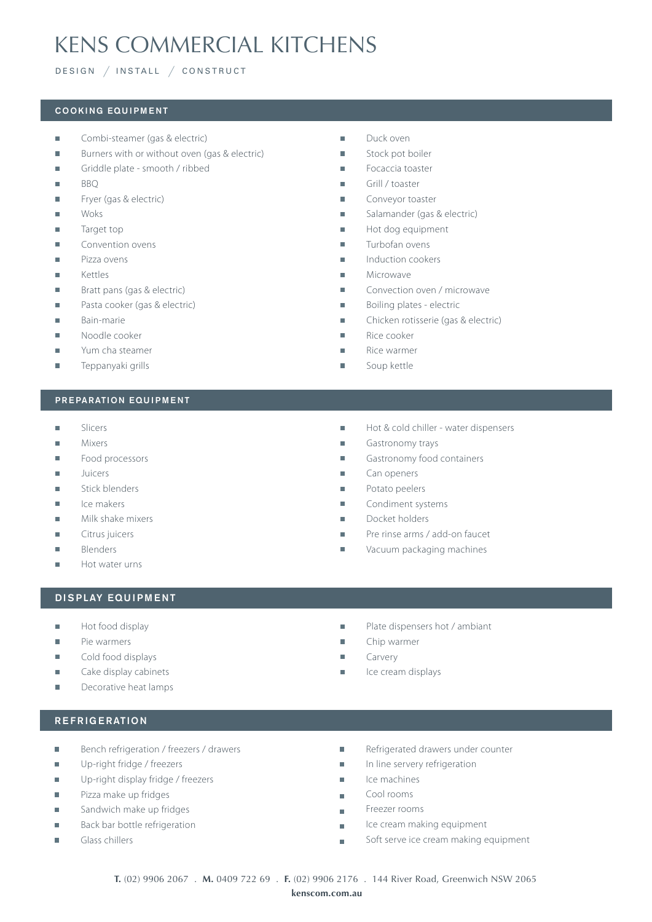# KENS COMMERCIAL KITCHENS

DESIGN / INSTALL / CONSTRUCT

## COOKING EQUIPMENT

- Combi-steamer (gas & electric)
- Burners with or without oven (gas & electric)
- Griddle plate - smooth / ribbed
- BBQ
- Fryer (gas & electric)
- Woks
- Target top
- Convention ovens
- Pizza ovens
- Kettles
- Bratt pans (gas & electric)
- Pasta cooker (gas & electric)
- Bain-marie
- Noodle cooker
- Yum cha steamer
- Teppanyaki grills
- Duck oven
- Stock pot boiler
- Focaccia toaster
- Grill / toaster
- Conveyor toaster
- Salamander (gas & electric)
- Hot dog equipment
- Turbofan ovens
- Induction cookers
- Microwave
- Convection oven / microwave
- Boiling plates - electric
- Chicken rotisserie (gas & electric)
- Rice cooker
- Rice warmer
- Soup kettle

## PREPARATION EQUIPMENT

- Slicers
- Mixers
- Food processors
- Juicers
- Stick blenders
- Ice makers
- Milk shake mixers
- Citrus juicers
- Blenders
- Hot water urns
- Hot & cold chiller - water dispensers
- Gastronomy trays
- Gastronomy food containers
- Can openers
- Potato peelers
- Condiment systems
- Docket holders
- Pre rinse arms / add-on faucet
- Vacuum packaging machines

## DISPLAY EQUIPMENT

- Hot food display
- Pie warmers
- Cold food displays
- Cake display cabinets
- Decorative heat lamps
- Plate dispensers hot / ambiant
- Chip warmer
- Carvery
- Ice cream displays

## REFRIGERATION

- Bench refrigeration / freezers / drawers
- Up-right fridge / freezers
- Up-right display fridge / freezers
- Pizza make up fridges
- Sandwich make up fridges
- Back bar bottle refrigeration
- Glass chillers
- Refrigerated drawers under counter
- In line servery refrigeration
- Ice machines
- Cool rooms
- Freezer rooms
- Ice cream making equipment
- Soft serve ice cream making equipment

**T.** (02) 9906 2067 . **M.** 0409 722 69 . **F.** (02) 9906 2176 . 144 River Road, Greenwich NSW 2065
**kenscom.com.au**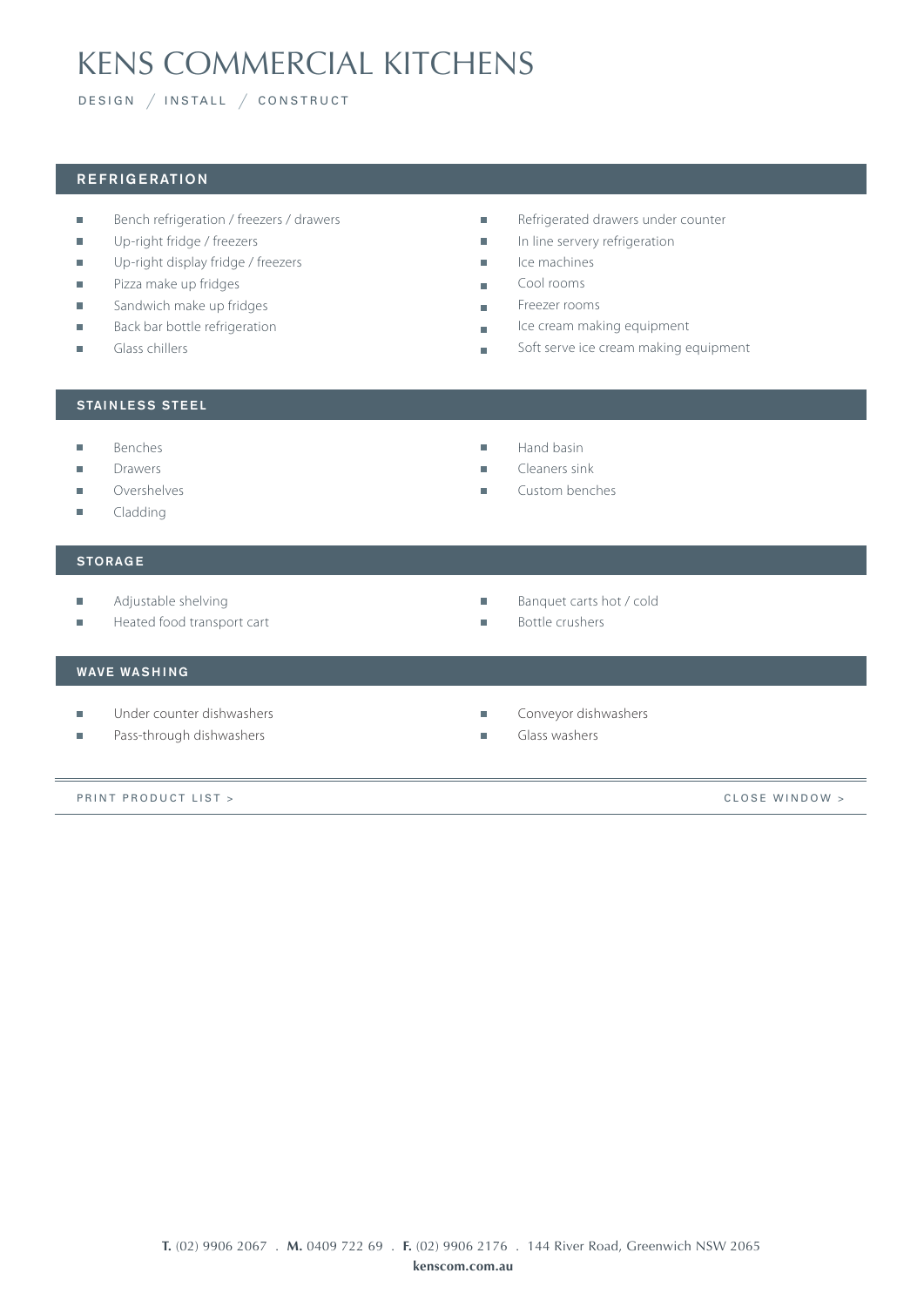# KENS COMMERCIAL KITCHENS

DESIGN / INSTALL / CONSTRUCT

## REFRIGERATION

- Bench refrigeration / freezers / drawers
- Up-right fridge / freezers
- Up-right display fridge / freezers
- Pizza make up fridges
- Sandwich make up fridges
- Back bar bottle refrigeration
- Glass chillers
- Refrigerated drawers under counter
- In line servery refrigeration
- Ice machines
- Cool rooms
- Freezer rooms
- Ice cream making equipment
- Soft serve ice cream making equipment

## STAINLESS STEEL

- Benches
- Drawers
- Overshelves
- Cladding
- Hand basin
- Cleaners sink
- Custom benches

## STORAGE

- Adjustable shelving
- Heated food transport cart
- Banquet carts hot / cold
- Bottle crushers

## WAVE WASHING

- Under counter dishwashers
- Pass-through dishwashers
- Conveyor dishwashers
- Glass washers

PRINT PRODUCT LIST > CLOSE WINDOW >

**T.** (02) 9906 2067 . **M.** 0409 722 69 . **F.** (02) 9906 2176 . 144 River Road, Greenwich NSW 2065
**kenscom.com.au**